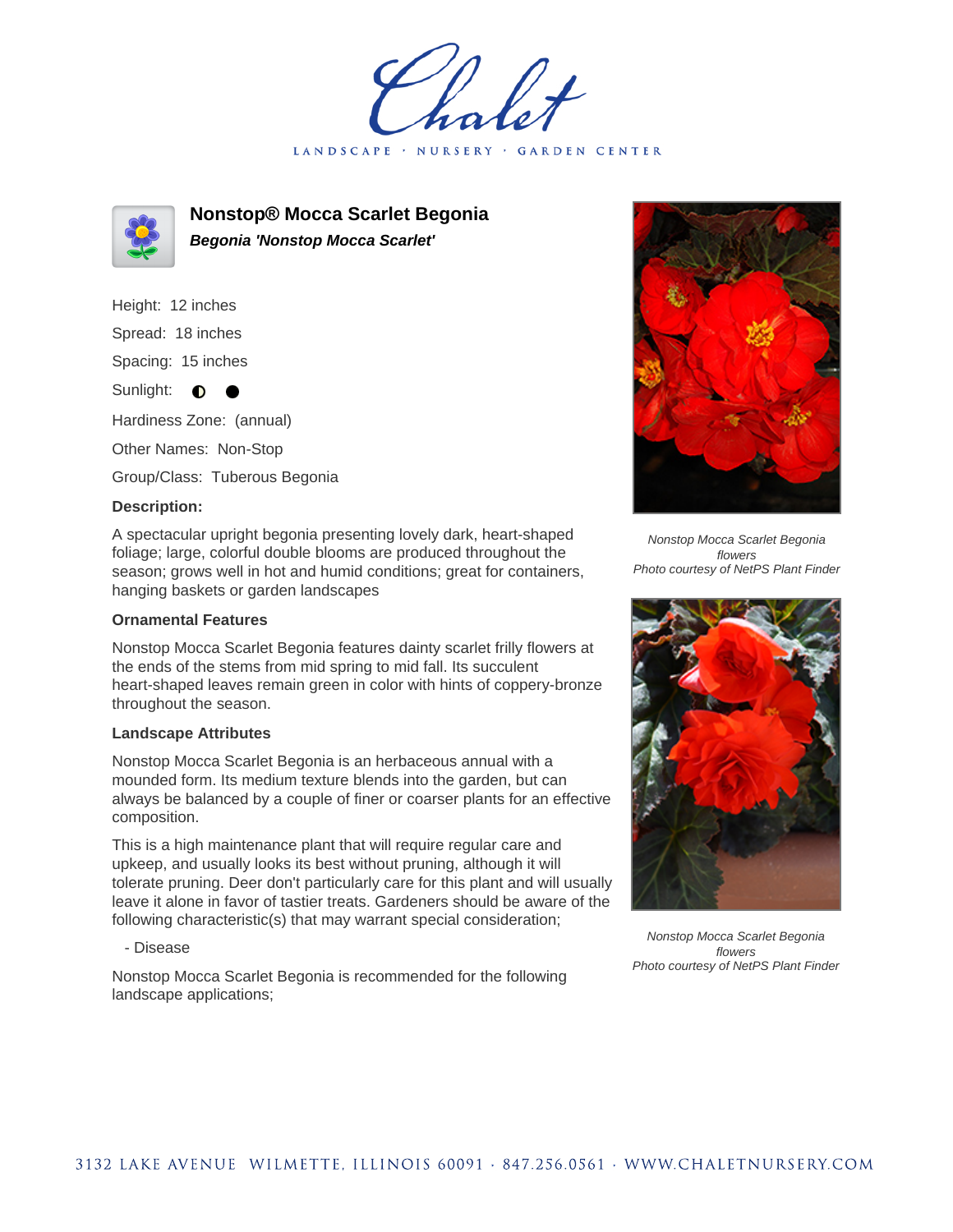# Nonstop® Mocca Scarlet Begonia

***Begonia 'Nonstop Mocca Scarlet'***

Height: 12 inches

Spread: 18 inches

Spacing: 15 inches

Sunlight: ◐ ●

Hardiness Zone: (annual)

Other Names: Non-Stop

Group/Class: Tuberous Begonia

**Description:**

A spectacular upright begonia presenting lovely dark, heart-shaped foliage; large, colorful double blooms are produced throughout the season; grows well in hot and humid conditions; great for containers, hanging baskets or garden landscapes

### Ornamental Features

Nonstop Mocca Scarlet Begonia features dainty scarlet frilly flowers at the ends of the stems from mid spring to mid fall. Its succulent heart-shaped leaves remain green in color with hints of coppery-bronze throughout the season.

### Landscape Attributes

Nonstop Mocca Scarlet Begonia is an herbaceous annual with a mounded form. Its medium texture blends into the garden, but can always be balanced by a couple of finer or coarser plants for an effective composition.

This is a high maintenance plant that will require regular care and upkeep, and usually looks its best without pruning, although it will tolerate pruning. Deer don't particularly care for this plant and will usually leave it alone in favor of tastier treats. Gardeners should be aware of the following characteristic(s) that may warrant special consideration;

- Disease

Nonstop Mocca Scarlet Begonia is recommended for the following landscape applications;

*Nonstop Mocca Scarlet Begonia flowers*
*Photo courtesy of NetPS Plant Finder*

*Nonstop Mocca Scarlet Begonia flowers*
*Photo courtesy of NetPS Plant Finder*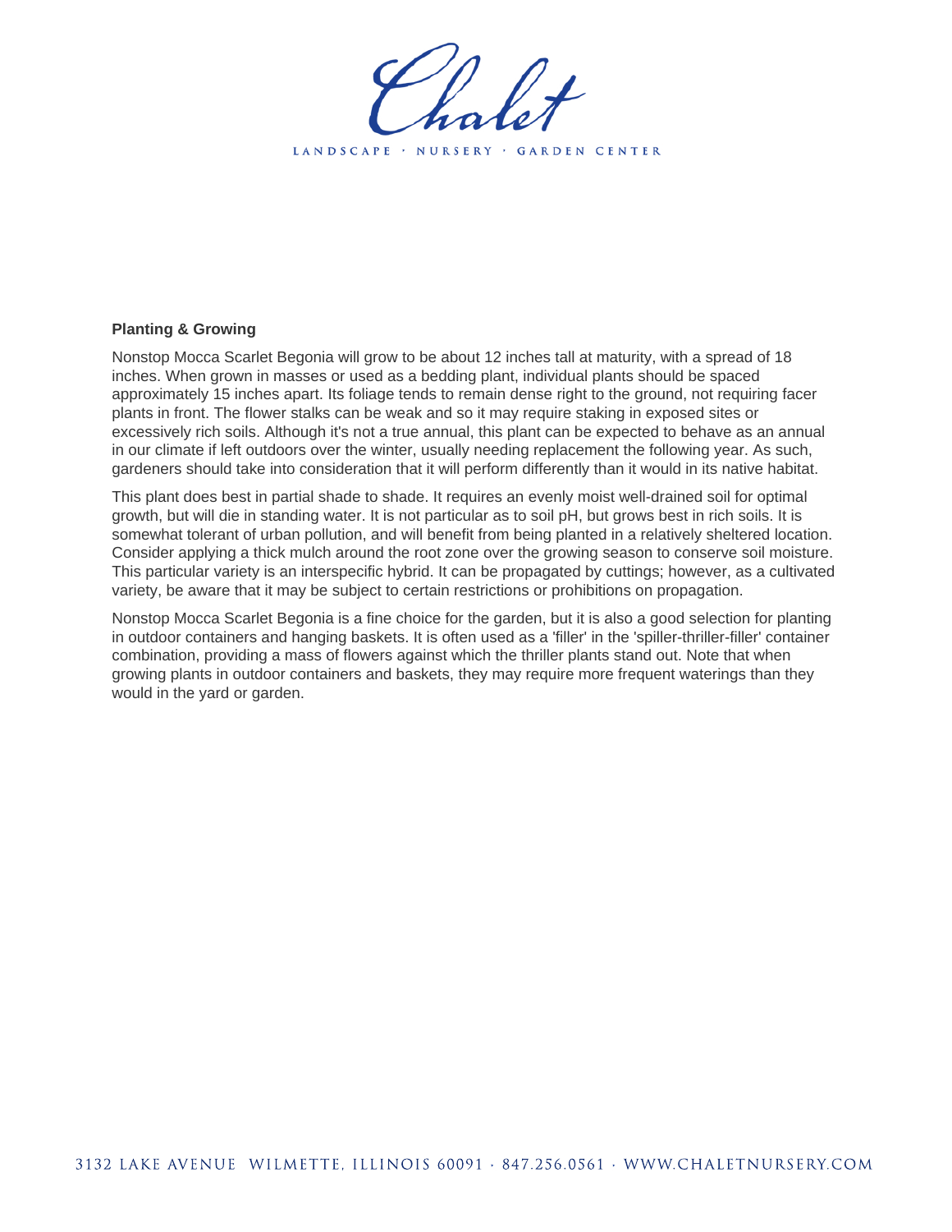**Planting & Growing**

Nonstop Mocca Scarlet Begonia will grow to be about 12 inches tall at maturity, with a spread of 18 inches. When grown in masses or used as a bedding plant, individual plants should be spaced approximately 15 inches apart. Its foliage tends to remain dense right to the ground, not requiring facer plants in front. The flower stalks can be weak and so it may require staking in exposed sites or excessively rich soils. Although it's not a true annual, this plant can be expected to behave as an annual in our climate if left outdoors over the winter, usually needing replacement the following year. As such, gardeners should take into consideration that it will perform differently than it would in its native habitat.

This plant does best in partial shade to shade. It requires an evenly moist well-drained soil for optimal growth, but will die in standing water. It is not particular as to soil pH, but grows best in rich soils. It is somewhat tolerant of urban pollution, and will benefit from being planted in a relatively sheltered location. Consider applying a thick mulch around the root zone over the growing season to conserve soil moisture. This particular variety is an interspecific hybrid. It can be propagated by cuttings; however, as a cultivated variety, be aware that it may be subject to certain restrictions or prohibitions on propagation.

Nonstop Mocca Scarlet Begonia is a fine choice for the garden, but it is also a good selection for planting in outdoor containers and hanging baskets. It is often used as a 'filler' in the 'spiller-thriller-filler' container combination, providing a mass of flowers against which the thriller plants stand out. Note that when growing plants in outdoor containers and baskets, they may require more frequent waterings than they would in the yard or garden.